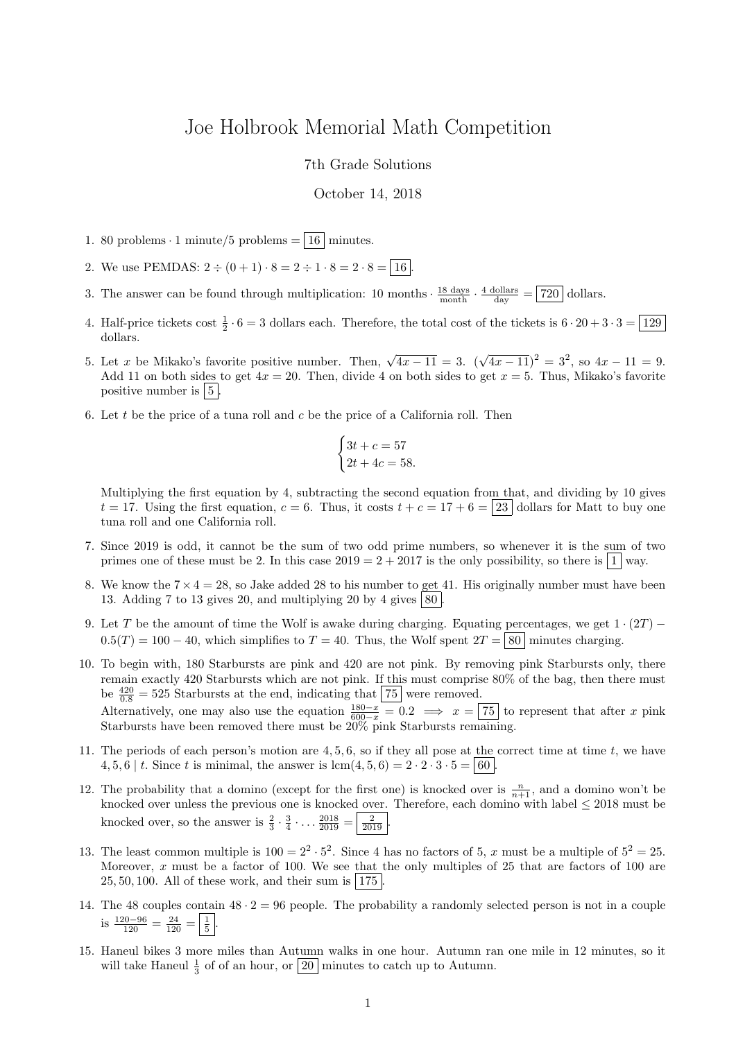# Joe Holbrook Memorial Math Competition

7th Grade Solutions

October 14, 2018

1. 80 problems $\cdot$ 1 minute/5 problems $= \boxed{16}$ minutes.

2. We use PEMDAS: $2 \div (0+1) \cdot 8 = 2 \div 1 \cdot 8 = 2 \cdot 8 = \boxed{16}$.

3. The answer can be found through multiplication: 10 months $\cdot \frac{18 \text{ days}}{\text{month}} \cdot \frac{4 \text{ dollars}}{\text{day}} = \boxed{720}$ dollars.

4. Half-price tickets cost $\frac{1}{2} \cdot 6 = 3$ dollars each. Therefore, the total cost of the tickets is $6 \cdot 20 + 3 \cdot 3 = \boxed{129}$ dollars.

5. Let $x$ be Mikako's favorite positive number. Then, $\sqrt{4x-11} = 3$. $(\sqrt{4x-11})^2 = 3^2$, so $4x - 11 = 9$. Add 11 on both sides to get $4x = 20$. Then, divide 4 on both sides to get $x = 5$. Thus, Mikako's favorite positive number is $\boxed{5}$.

6. Let $t$ be the price of a tuna roll and $c$ be the price of a California roll. Then
$$\begin{cases} 3t + c = 57 \\ 2t + 4c = 58. \end{cases}$$
Multiplying the first equation by 4, subtracting the second equation from that, and dividing by 10 gives $t = 17$. Using the first equation, $c = 6$. Thus, it costs $t + c = 17 + 6 = \boxed{23}$ dollars for Matt to buy one tuna roll and one California roll.

7. Since 2019 is odd, it cannot be the sum of two odd prime numbers, so whenever it is the sum of two primes one of these must be 2. In this case $2019 = 2 + 2017$ is the only possibility, so there is $\boxed{1}$ way.

8. We know the $7 \times 4 = 28$, so Jake added 28 to his number to get 41. His originally number must have been 13. Adding 7 to 13 gives 20, and multiplying 20 by 4 gives $\boxed{80}$.

9. Let $T$ be the amount of time the Wolf is awake during charging. Equating percentages, we get $1 \cdot (2T) - 0.5(T) = 100 - 40$, which simplifies to $T = 40$. Thus, the Wolf spent $2T = \boxed{80}$ minutes charging.

10. To begin with, 180 Starbursts are pink and 420 are not pink. By removing pink Starbursts only, there remain exactly 420 Starbursts which are not pink. If this must comprise 80% of the bag, then there must be $\frac{420}{0.8} = 525$ Starbursts at the end, indicating that $\boxed{75}$ were removed.
   Alternatively, one may also use the equation $\frac{180-x}{600-x} = 0.2 \implies x = \boxed{75}$ to represent that after $x$ pink Starbursts have been removed there must be 20% pink Starbursts remaining.

11. The periods of each person's motion are $4, 5, 6$, so if they all pose at the correct time at time $t$, we have $4, 5, 6 \mid t$. Since $t$ is minimal, the answer is $\operatorname{lcm}(4, 5, 6) = 2 \cdot 2 \cdot 3 \cdot 5 = \boxed{60}$.

12. The probability that a domino (except for the first one) is knocked over is $\frac{n}{n+1}$, and a domino won't be knocked over unless the previous one is knocked over. Therefore, each domino with label $\leq 2018$ must be knocked over, so the answer is $\frac{2}{3} \cdot \frac{3}{4} \cdots \frac{2018}{2019} = \boxed{\frac{2}{2019}}$.

13. The least common multiple is $100 = 2^2 \cdot 5^2$. Since 4 has no factors of 5, $x$ must be a multiple of $5^2 = 25$. Moreover, $x$ must be a factor of 100. We see that the only multiples of 25 that are factors of 100 are $25, 50, 100$. All of these work, and their sum is $\boxed{175}$.

14. The 48 couples contain $48 \cdot 2 = 96$ people. The probability a randomly selected person is not in a couple is $\frac{120-96}{120} = \frac{24}{120} = \boxed{\frac{1}{5}}$.

15. Haneul bikes 3 more miles than Autumn walks in one hour. Autumn ran one mile in 12 minutes, so it will take Haneul $\frac{1}{3}$ of of an hour, or $\boxed{20}$ minutes to catch up to Autumn.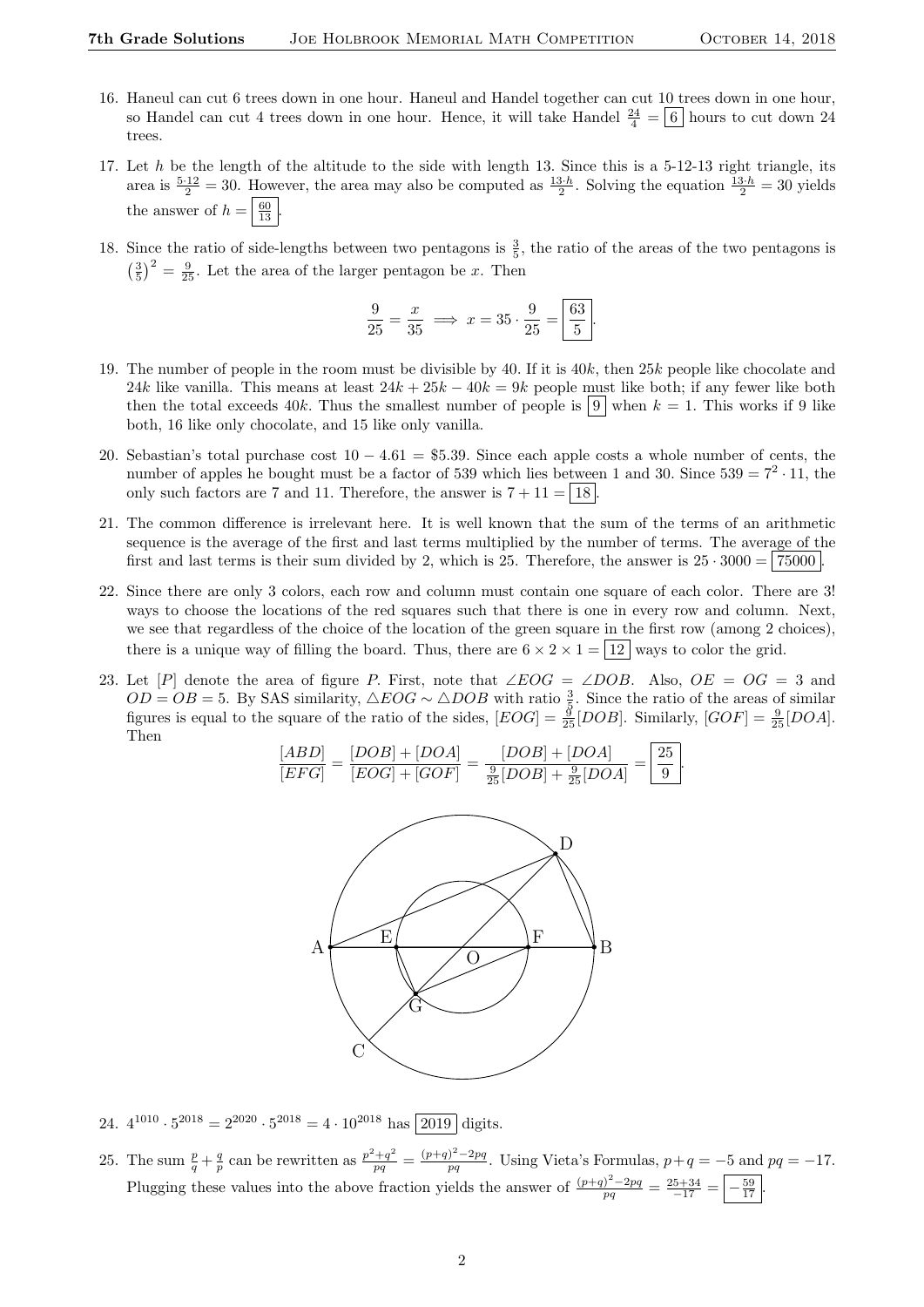16. Haneul can cut 6 trees down in one hour. Haneul and Handel together can cut 10 trees down in one hour, so Handel can cut 4 trees down in one hour. Hence, it will take Handel $\frac{24}{4} = \boxed{6}$ hours to cut down 24 trees.

17. Let $h$ be the length of the altitude to the side with length 13. Since this is a 5-12-13 right triangle, its area is $\frac{5 \cdot 12}{2} = 30$. However, the area may also be computed as $\frac{13 \cdot h}{2}$. Solving the equation $\frac{13 \cdot h}{2} = 30$ yields the answer of $h = \boxed{\frac{60}{13}}$.

18. Since the ratio of side-lengths between two pentagons is $\frac{3}{5}$, the ratio of the areas of the two pentagons is $\left(\frac{3}{5}\right)^2 = \frac{9}{25}$. Let the area of the larger pentagon be $x$. Then

$$\frac{9}{25} = \frac{x}{35} \implies x = 35 \cdot \frac{9}{25} = \boxed{\frac{63}{5}}.$$

19. The number of people in the room must be divisible by 40. If it is $40k$, then $25k$ people like chocolate and $24k$ like vanilla. This means at least $24k + 25k - 40k = 9k$ people must like both; if any fewer like both then the total exceeds $40k$. Thus the smallest number of people is $\boxed{9}$ when $k = 1$. This works if 9 like both, 16 like only chocolate, and 15 like only vanilla.

20. Sebastian's total purchase cost $10 - 4.61 = \$5.39$. Since each apple costs a whole number of cents, the number of apples he bought must be a factor of 539 which lies between 1 and 30. Since $539 = 7^2 \cdot 11$, the only such factors are 7 and 11. Therefore, the answer is $7 + 11 = \boxed{18}$.

21. The common difference is irrelevant here. It is well known that the sum of the terms of an arithmetic sequence is the average of the first and last terms multiplied by the number of terms. The average of the first and last terms is their sum divided by 2, which is 25. Therefore, the answer is $25 \cdot 3000 = \boxed{75000}$.

22. Since there are only 3 colors, each row and column must contain one square of each color. There are 3! ways to choose the locations of the red squares such that there is one in every row and column. Next, we see that regardless of the choice of the location of the green square in the first row (among 2 choices), there is a unique way of filling the board. Thus, there are $6 \times 2 \times 1 = \boxed{12}$ ways to color the grid.

23. Let $[P]$ denote the area of figure $P$. First, note that $\angle EOG = \angle DOB$. Also, $OE = OG = 3$ and $OD = OB = 5$. By SAS similarity, $\triangle EOG \sim \triangle DOB$ with ratio $\frac{3}{5}$. Since the ratio of the areas of similar figures is equal to the square of the ratio of the sides, $[EOG] = \frac{9}{25}[DOB]$. Similarly, $[GOF] = \frac{9}{25}[DOA]$. Then

$$\frac{[ABD]}{[EFG]} = \frac{[DOB] + [DOA]}{[EOG] + [GOF]} = \frac{[DOB] + [DOA]}{\frac{9}{25}[DOB] + \frac{9}{25}[DOA]} = \boxed{\frac{25}{9}}.$$

24. $4^{1010} \cdot 5^{2018} = 2^{2020} \cdot 5^{2018} = 4 \cdot 10^{2018}$ has $\boxed{2019}$ digits.

25. The sum $\frac{p}{q} + \frac{q}{p}$ can be rewritten as $\frac{p^2+q^2}{pq} = \frac{(p+q)^2 - 2pq}{pq}$. Using Vieta's Formulas, $p + q = -5$ and $pq = -17$. Plugging these values into the above fraction yields the answer of $\frac{(p+q)^2-2pq}{pq} = \frac{25+34}{-17} = \boxed{-\frac{59}{17}}$.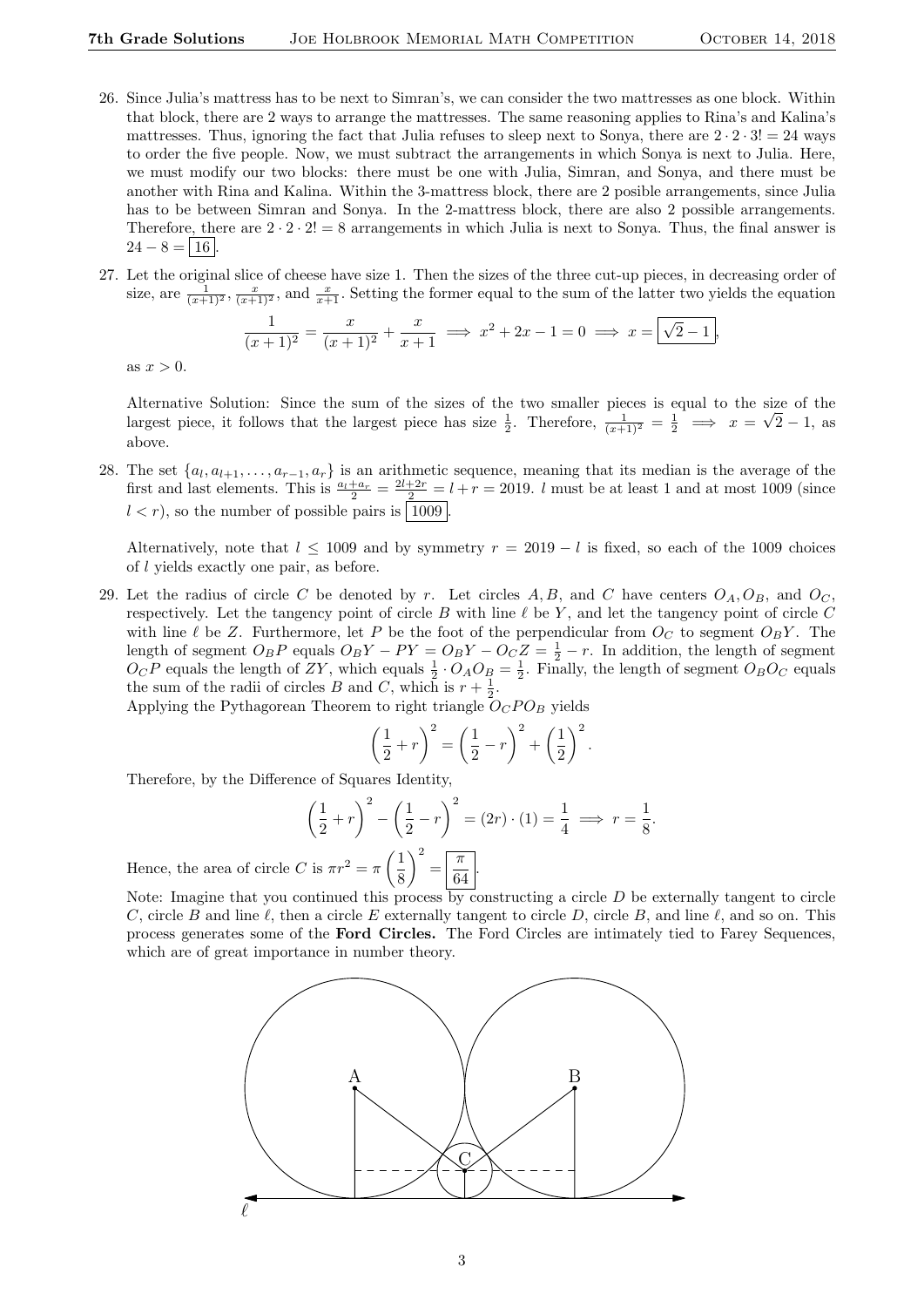26. Since Julia's mattress has to be next to Simran's, we can consider the two mattresses as one block. Within that block, there are 2 ways to arrange the mattresses. The same reasoning applies to Rina's and Kalina's mattresses. Thus, ignoring the fact that Julia refuses to sleep next to Sonya, there are $2 \cdot 2 \cdot 3! = 24$ ways to order the five people. Now, we must subtract the arrangements in which Sonya is next to Julia. Here, we must modify our two blocks: there must be one with Julia, Simran, and Sonya, and there must be another with Rina and Kalina. Within the 3-mattress block, there are 2 posible arrangements, since Julia has to be between Simran and Sonya. In the 2-mattress block, there are also 2 possible arrangements. Therefore, there are $2 \cdot 2 \cdot 2! = 8$ arrangements in which Julia is next to Sonya. Thus, the final answer is $24 - 8 = \boxed{16}$.

27. Let the original slice of cheese have size 1. Then the sizes of the three cut-up pieces, in decreasing order of size, are $\frac{1}{(x+1)^2}$, $\frac{x}{(x+1)^2}$, and $\frac{x}{x+1}$. Setting the former equal to the sum of the latter two yields the equation

$$\frac{1}{(x+1)^2} = \frac{x}{(x+1)^2} + \frac{x}{x+1} \implies x^2 + 2x - 1 = 0 \implies x = \boxed{\sqrt{2} - 1},$$

as $x > 0$.

Alternative Solution: Since the sum of the sizes of the two smaller pieces is equal to the size of the largest piece, it follows that the largest piece has size $\frac{1}{2}$. Therefore, $\frac{1}{(x+1)^2} = \frac{1}{2} \implies x = \sqrt{2} - 1$, as above.

28. The set $\{a_l, a_{l+1}, \ldots, a_{r-1}, a_r\}$ is an arithmetic sequence, meaning that its median is the average of the first and last elements. This is $\frac{a_l + a_r}{2} = \frac{2l + 2r}{2} = l + r = 2019$. $l$ must be at least 1 and at most 1009 (since $l < r$), so the number of possible pairs is $\boxed{1009}$.

Alternatively, note that $l \leq 1009$ and by symmetry $r = 2019 - l$ is fixed, so each of the 1009 choices of $l$ yields exactly one pair, as before.

29. Let the radius of circle $C$ be denoted by $r$. Let circles $A, B$, and $C$ have centers $O_A, O_B$, and $O_C$, respectively. Let the tangency point of circle $B$ with line $\ell$ be $Y$, and let the tangency point of circle $C$ with line $\ell$ be $Z$. Furthermore, let $P$ be the foot of the perpendicular from $O_C$ to segment $O_BY$. The length of segment $O_BP$ equals $O_BY - PY = O_BY - O_CZ = \frac{1}{2} - r$. In addition, the length of segment $O_CP$ equals the length of $ZY$, which equals $\frac{1}{2} \cdot O_AO_B = \frac{1}{2}$. Finally, the length of segment $O_BO_C$ equals the sum of the radii of circles $B$ and $C$, which is $r + \frac{1}{2}$.
Applying the Pythagorean Theorem to right triangle $O_CPO_B$ yields

$$\left(\frac{1}{2} + r\right)^2 = \left(\frac{1}{2} - r\right)^2 + \left(\frac{1}{2}\right)^2.$$

Therefore, by the Difference of Squares Identity,

$$\left(\frac{1}{2} + r\right)^2 - \left(\frac{1}{2} - r\right)^2 = (2r) \cdot (1) = \frac{1}{4} \implies r = \frac{1}{8}.$$

Hence, the area of circle $C$ is $\pi r^2 = \pi \left(\frac{1}{8}\right)^2 = \boxed{\frac{\pi}{64}}$.

Note: Imagine that you continued this process by constructing a circle $D$ be externally tangent to circle $C$, circle $B$ and line $\ell$, then a circle $E$ externally tangent to circle $D$, circle $B$, and line $\ell$, and so on. This process generates some of the **Ford Circles.** The Ford Circles are intimately tied to Farey Sequences, which are of great importance in number theory.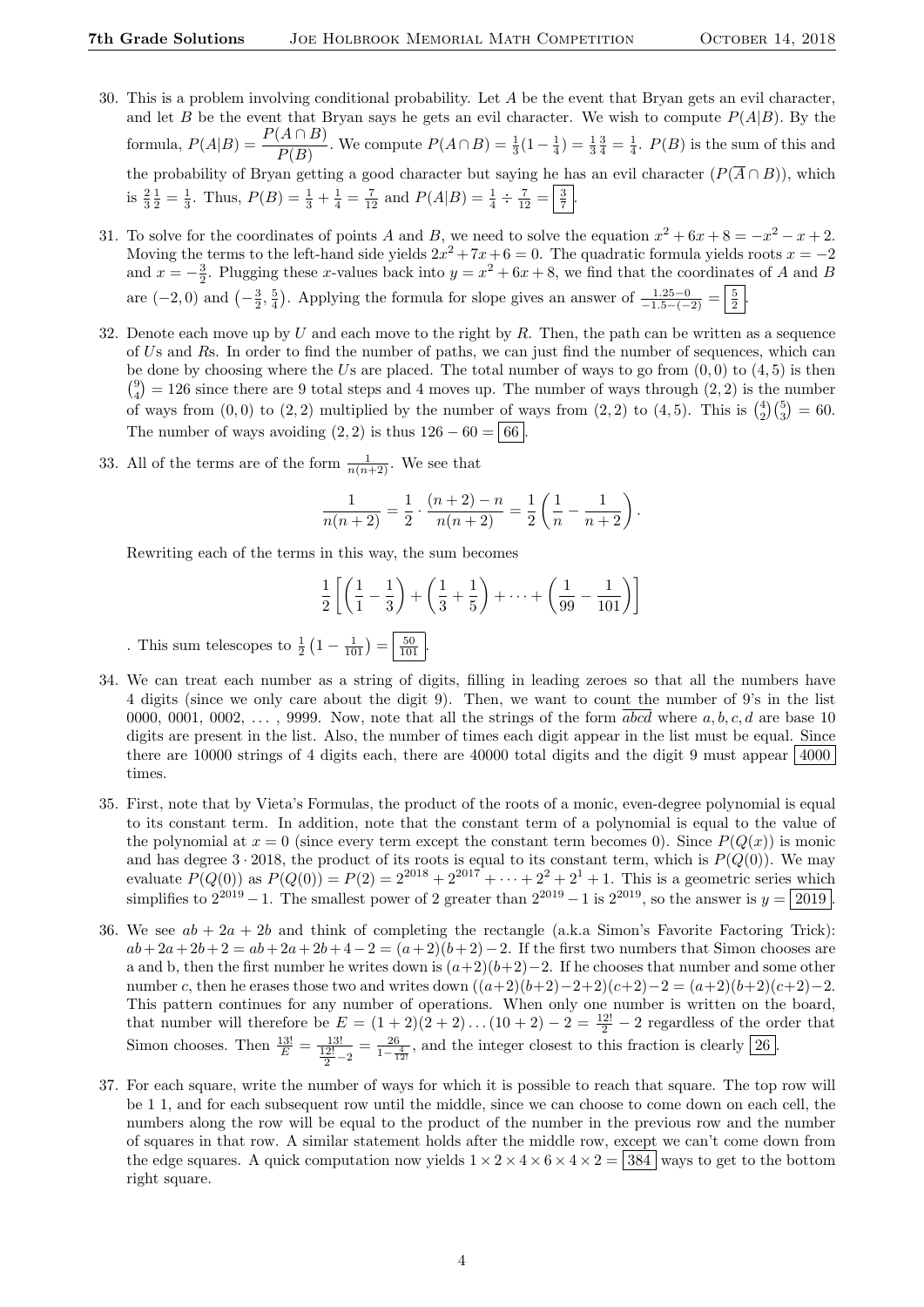30. This is a problem involving conditional probability. Let $A$ be the event that Bryan gets an evil character, and let $B$ be the event that Bryan says he gets an evil character. We wish to compute $P(A|B)$. By the formula, $P(A|B) = \dfrac{P(A \cap B)}{P(B)}$. We compute $P(A \cap B) = \frac{1}{3}(1 - \frac{1}{4}) = \frac{1}{3}\frac{3}{4} = \frac{1}{4}$. $P(B)$ is the sum of this and the probability of Bryan getting a good character but saying he has an evil character ($P(\overline{A} \cap B)$), which is $\frac{2}{3}\frac{1}{2} = \frac{1}{3}$. Thus, $P(B) = \frac{1}{3} + \frac{1}{4} = \frac{7}{12}$ and $P(A|B) = \frac{1}{4} \div \frac{7}{12} = \boxed{\frac{3}{7}}$.

31. To solve for the coordinates of points $A$ and $B$, we need to solve the equation $x^2 + 6x + 8 = -x^2 - x + 2$. Moving the terms to the left-hand side yields $2x^2 + 7x + 6 = 0$. The quadratic formula yields roots $x = -2$ and $x = -\frac{3}{2}$. Plugging these $x$-values back into $y = x^2 + 6x + 8$, we find that the coordinates of $A$ and $B$ are $(-2, 0)$ and $\left(-\frac{3}{2}, \frac{5}{4}\right)$. Applying the formula for slope gives an answer of $\frac{1.25 - 0}{-1.5 - (-2)} = \boxed{\frac{5}{2}}$.

32. Denote each move up by $U$ and each move to the right by $R$. Then, the path can be written as a sequence of $U$s and $R$s. In order to find the number of paths, we can just find the number of sequences, which can be done by choosing where the $U$s are placed. The total number of ways to go from $(0, 0)$ to $(4, 5)$ is then $\binom{9}{4} = 126$ since there are 9 total steps and 4 moves up. The number of ways through $(2, 2)$ is the number of ways from $(0, 0)$ to $(2, 2)$ multiplied by the number of ways from $(2, 2)$ to $(4, 5)$. This is $\binom{4}{2}\binom{5}{3} = 60$. The number of ways avoiding $(2, 2)$ is thus $126 - 60 = \boxed{66}$.

33. All of the terms are of the form $\frac{1}{n(n+2)}$. We see that

$$\frac{1}{n(n+2)} = \frac{1}{2} \cdot \frac{(n+2) - n}{n(n+2)} = \frac{1}{2}\left(\frac{1}{n} - \frac{1}{n+2}\right).$$

Rewriting each of the terms in this way, the sum becomes

$$\frac{1}{2}\left[\left(\frac{1}{1} - \frac{1}{3}\right) + \left(\frac{1}{3} + \frac{1}{5}\right) + \cdots + \left(\frac{1}{99} - \frac{1}{101}\right)\right]$$

. This sum telescopes to $\frac{1}{2}\left(1 - \frac{1}{101}\right) = \boxed{\frac{50}{101}}$.

34. We can treat each number as a string of digits, filling in leading zeroes so that all the numbers have 4 digits (since we only care about the digit 9). Then, we want to count the number of 9's in the list 0000, 0001, 0002, ... , 9999. Now, note that all the strings of the form $\overline{abcd}$ where $a, b, c, d$ are base 10 digits are present in the list. Also, the number of times each digit appear in the list must be equal. Since there are 10000 strings of 4 digits each, there are 40000 total digits and the digit 9 must appear $\boxed{4000}$ times.

35. First, note that by Vieta's Formulas, the product of the roots of a monic, even-degree polynomial is equal to its constant term. In addition, note that the constant term of a polynomial is equal to the value of the polynomial at $x = 0$ (since every term except the constant term becomes 0). Since $P(Q(x))$ is monic and has degree $3 \cdot 2018$, the product of its roots is equal to its constant term, which is $P(Q(0))$. We may evaluate $P(Q(0))$ as $P(Q(0)) = P(2) = 2^{2018} + 2^{2017} + \cdots + 2^2 + 2^1 + 1$. This is a geometric series which simplifies to $2^{2019} - 1$. The smallest power of 2 greater than $2^{2019} - 1$ is $2^{2019}$, so the answer is $y = \boxed{2019}$.

36. We see $ab + 2a + 2b$ and think of completing the rectangle (a.k.a Simon's Favorite Factoring Trick): $ab + 2a + 2b + 2 = ab + 2a + 2b + 4 - 2 = (a+2)(b+2) - 2$. If the first two numbers that Simon chooses are a and b, then the first number he writes down is $(a+2)(b+2) - 2$. If he chooses that number and some other number $c$, then he erases those two and writes down $((a+2)(b+2) - 2 + 2)(c+2) - 2 = (a+2)(b+2)(c+2) - 2$. This pattern continues for any number of operations. When only one number is written on the board, that number will therefore be $E = (1+2)(2+2)\ldots(10+2) - 2 = \frac{12!}{2} - 2$ regardless of the order that Simon chooses. Then $\frac{13!}{E} = \frac{13!}{\frac{12!}{2} - 2} = \frac{26}{1 - \frac{4}{12!}}$, and the integer closest to this fraction is clearly $\boxed{26}$.

37. For each square, write the number of ways for which it is possible to reach that square. The top row will be 1 1, and for each subsequent row until the middle, since we can choose to come down on each cell, the numbers along the row will be equal to the product of the number in the previous row and the number of squares in that row. A similar statement holds after the middle row, except we can't come down from the edge squares. A quick computation now yields $1 \times 2 \times 4 \times 6 \times 4 \times 2 = \boxed{384}$ ways to get to the bottom right square.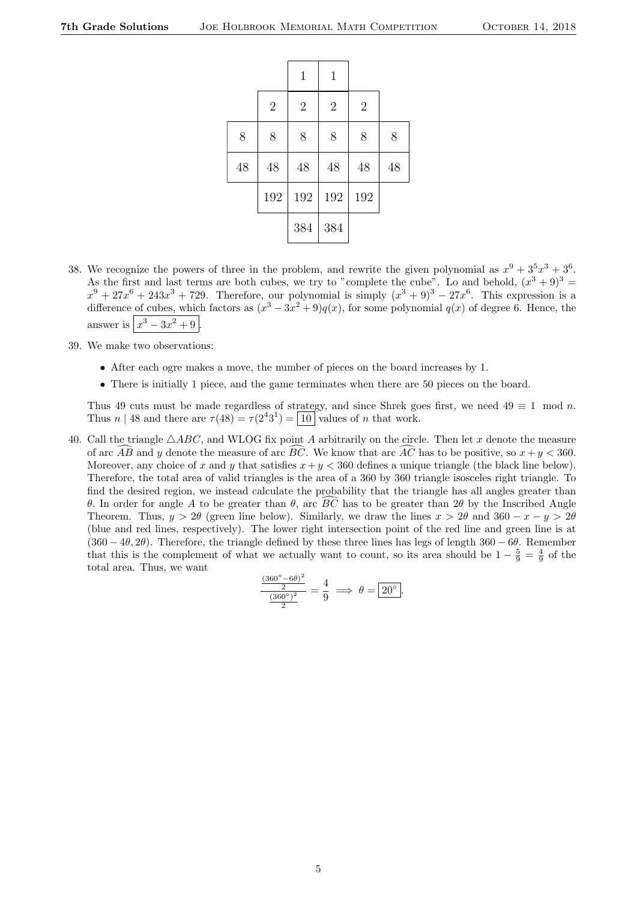|  |  | 1 | 1 |  |  |
|---|---|---|---|---|---|
|  | 2 | 2 | 2 | 2 |  |
| 8 | 8 | 8 | 8 | 8 | 8 |
| 48 | 48 | 48 | 48 | 48 | 48 |
|  | 192 | 192 | 192 | 192 |  |
|  |  | 384 | 384 |  |  |

38. We recognize the powers of three in the problem, and rewrite the given polynomial as $x^9 + 3^5x^3 + 3^6$. As the first and last terms are both cubes, we try to "complete the cube". Lo and behold, $(x^3+9)^3 = x^9 + 27x^6 + 243x^3 + 729$. Therefore, our polynomial is simply $(x^3+9)^3 - 27x^6$. This expression is a difference of cubes, which factors as $(x^3 - 3x^2 + 9)q(x)$, for some polynomial $q(x)$ of degree 6. Hence, the answer is $\boxed{x^3 - 3x^2 + 9}$.

39. We make two observations:

    - After each ogre makes a move, the number of pieces on the board increases by 1.
    - There is initially 1 piece, and the game terminates when there are 50 pieces on the board.

    Thus 49 cuts must be made regardless of strategy, and since Shrek goes first, we need $49 \equiv 1 \mod n$. Thus $n \mid 48$ and there are $\tau(48) = \tau(2^4 3^1) = \boxed{10}$ values of $n$ that work.

40. Call the triangle $\triangle ABC$, and WLOG fix point $A$ arbitrarily on the circle. Then let $x$ denote the measure of arc $\widehat{AB}$ and $y$ denote the measure of arc $\widehat{BC}$. We know that arc $\widehat{AC}$ has to be positive, so $x + y < 360$. Moreover, any choice of $x$ and $y$ that satisfies $x + y < 360$ defines a unique triangle (the black line below). Therefore, the total area of valid triangles is the area of a 360 by 360 triangle isosceles right triangle. To find the desired region, we instead calculate the probability that the triangle has all angles greater than $\theta$. In order for angle $A$ to be greater than $\theta$, arc $\widehat{BC}$ has to be greater than $2\theta$ by the Inscribed Angle Theorem. Thus, $y > 2\theta$ (green line below). Similarly, we draw the lines $x > 2\theta$ and $360 - x - y > 2\theta$ (blue and red lines, respectively). The lower right intersection point of the red line and green line is at $(360 - 4\theta, 2\theta)$. Therefore, the triangle defined by these three lines has legs of length $360 - 6\theta$. Remember that this is the complement of what we actually want to count, so its area should be $1 - \frac{5}{9} = \frac{4}{9}$ of the total area. Thus, we want

$$\frac{\frac{(360^\circ - 6\theta)^2}{2}}{\frac{(360^\circ)^2}{2}} = \frac{4}{9} \implies \theta = \boxed{20^\circ}.$$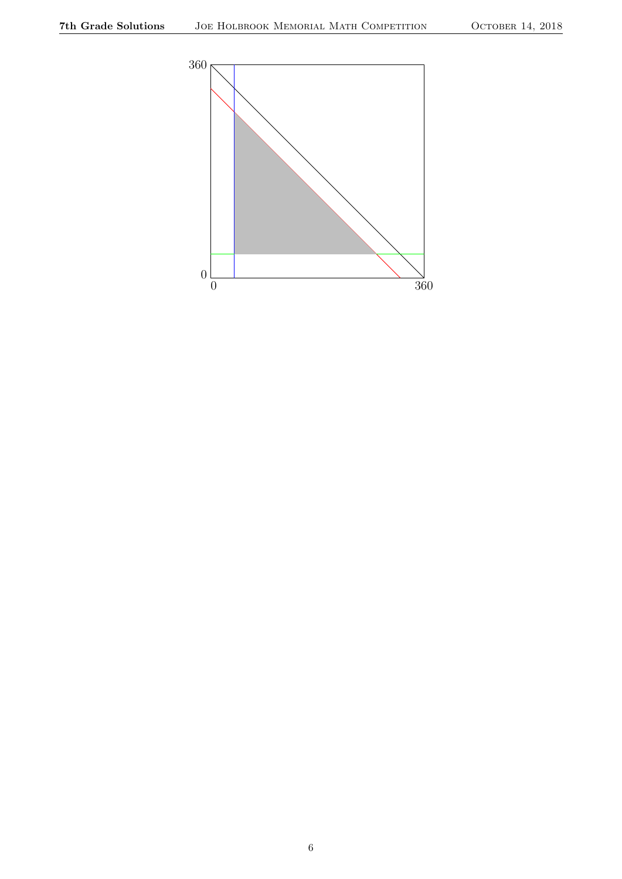360

0

0

360